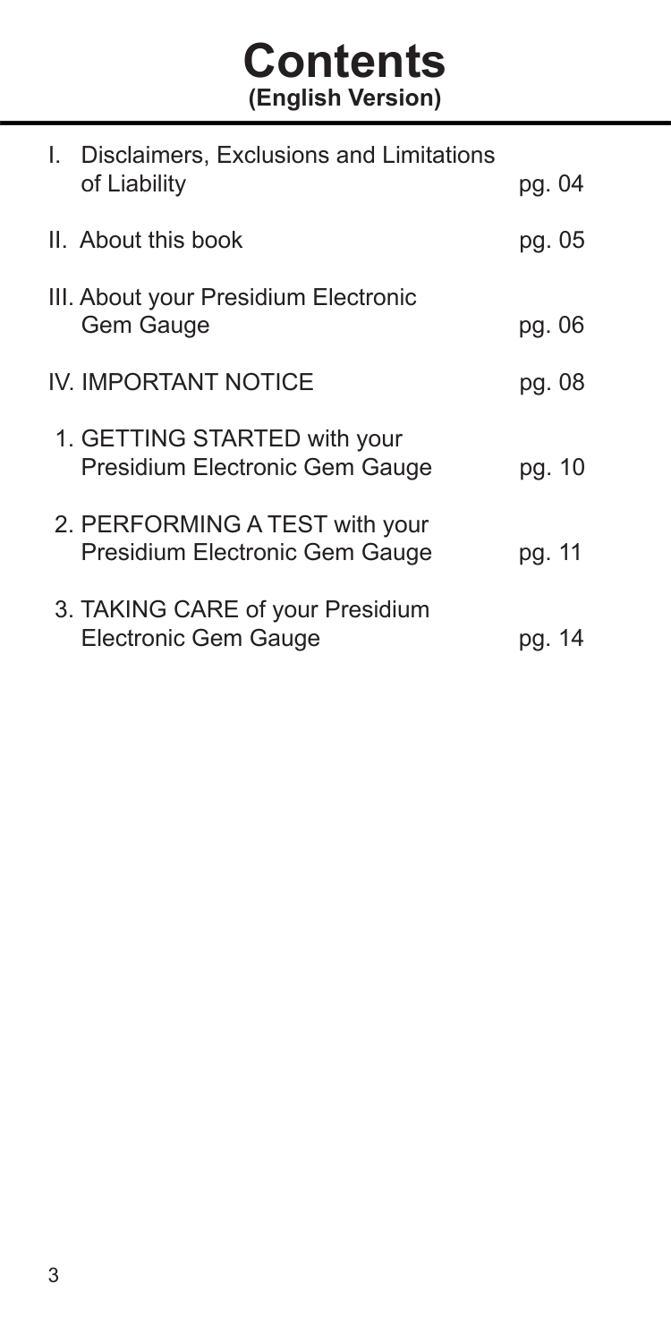# Contents
**(English Version)**

| | |
|---|---|
| I. Disclaimers, Exclusions and Limitations of Liability | pg. 04 |
| II. About this book | pg. 05 |
| III. About your Presidium Electronic Gem Gauge | pg. 06 |
| IV. IMPORTANT NOTICE | pg. 08 |
| 1. GETTING STARTED with your Presidium Electronic Gem Gauge | pg. 10 |
| 2. PERFORMING A TEST with your Presidium Electronic Gem Gauge | pg. 11 |
| 3. TAKING CARE of your Presidium Electronic Gem Gauge | pg. 14 |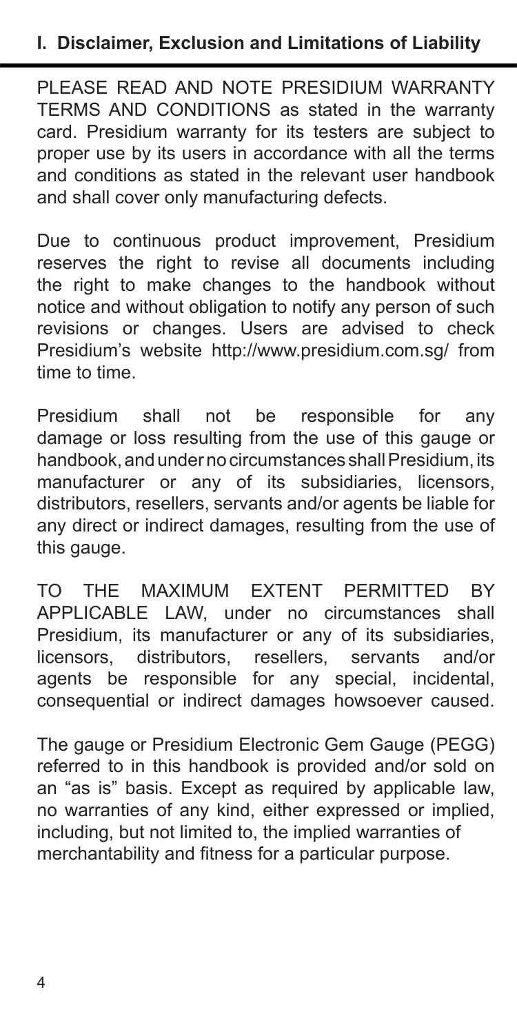## I. Disclaimer, Exclusion and Limitations of Liability

PLEASE READ AND NOTE PRESIDIUM WARRANTY TERMS AND CONDITIONS as stated in the warranty card. Presidium warranty for its testers are subject to proper use by its users in accordance with all the terms and conditions as stated in the relevant user handbook and shall cover only manufacturing defects.

Due to continuous product improvement, Presidium reserves the right to revise all documents including the right to make changes to the handbook without notice and without obligation to notify any person of such revisions or changes. Users are advised to check Presidium's website http://www.presidium.com.sg/ from time to time.

Presidium shall not be responsible for any damage or loss resulting from the use of this gauge or handbook, and under no circumstances shall Presidium, its manufacturer or any of its subsidiaries, licensors, distributors, resellers, servants and/or agents be liable for any direct or indirect damages, resulting from the use of this gauge.

TO THE MAXIMUM EXTENT PERMITTED BY APPLICABLE LAW, under no circumstances shall Presidium, its manufacturer or any of its subsidiaries, licensors, distributors, resellers, servants and/or agents be responsible for any special, incidental, consequential or indirect damages howsoever caused.

The gauge or Presidium Electronic Gem Gauge (PEGG) referred to in this handbook is provided and/or sold on an "as is" basis. Except as required by applicable law, no warranties of any kind, either expressed or implied, including, but not limited to, the implied warranties of merchantability and fitness for a particular purpose.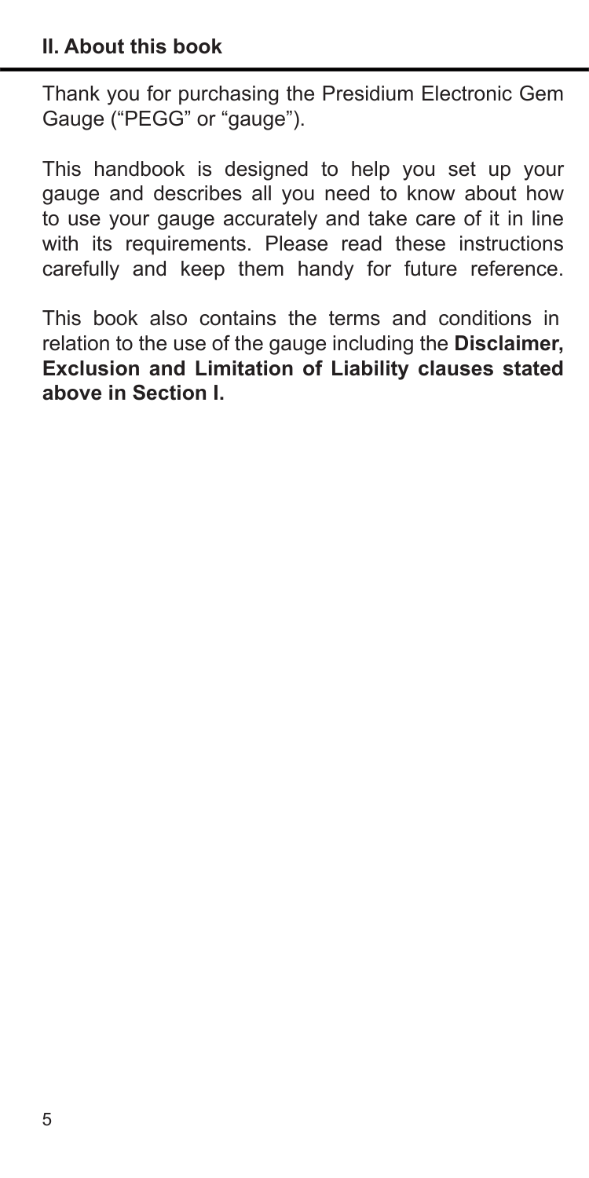## II. About this book

Thank you for purchasing the Presidium Electronic Gem Gauge ("PEGG" or "gauge").

This handbook is designed to help you set up your gauge and describes all you need to know about how to use your gauge accurately and take care of it in line with its requirements. Please read these instructions carefully and keep them handy for future reference.

This book also contains the terms and conditions in relation to the use of the gauge including the **Disclaimer, Exclusion and Limitation of Liability clauses stated above in Section I.**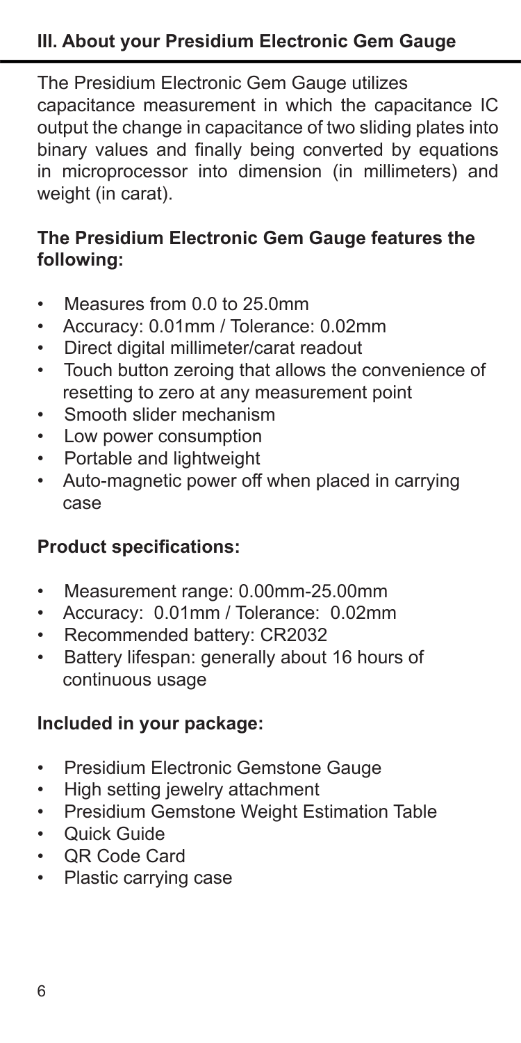## III. About your Presidium Electronic Gem Gauge

The Presidium Electronic Gem Gauge utilizes capacitance measurement in which the capacitance IC output the change in capacitance of two sliding plates into binary values and finally being converted by equations in microprocessor into dimension (in millimeters) and weight (in carat).

### The Presidium Electronic Gem Gauge features the following:

- Measures from 0.0 to 25.0mm
- Accuracy: 0.01mm / Tolerance: 0.02mm
- Direct digital millimeter/carat readout
- Touch button zeroing that allows the convenience of resetting to zero at any measurement point
- Smooth slider mechanism
- Low power consumption
- Portable and lightweight
- Auto-magnetic power off when placed in carrying case

### Product specifications:

- Measurement range: 0.00mm-25.00mm
- Accuracy: 0.01mm / Tolerance: 0.02mm
- Recommended battery: CR2032
- Battery lifespan: generally about 16 hours of continuous usage

### Included in your package:

- Presidium Electronic Gemstone Gauge
- High setting jewelry attachment
- Presidium Gemstone Weight Estimation Table
- Quick Guide
- QR Code Card
- Plastic carrying case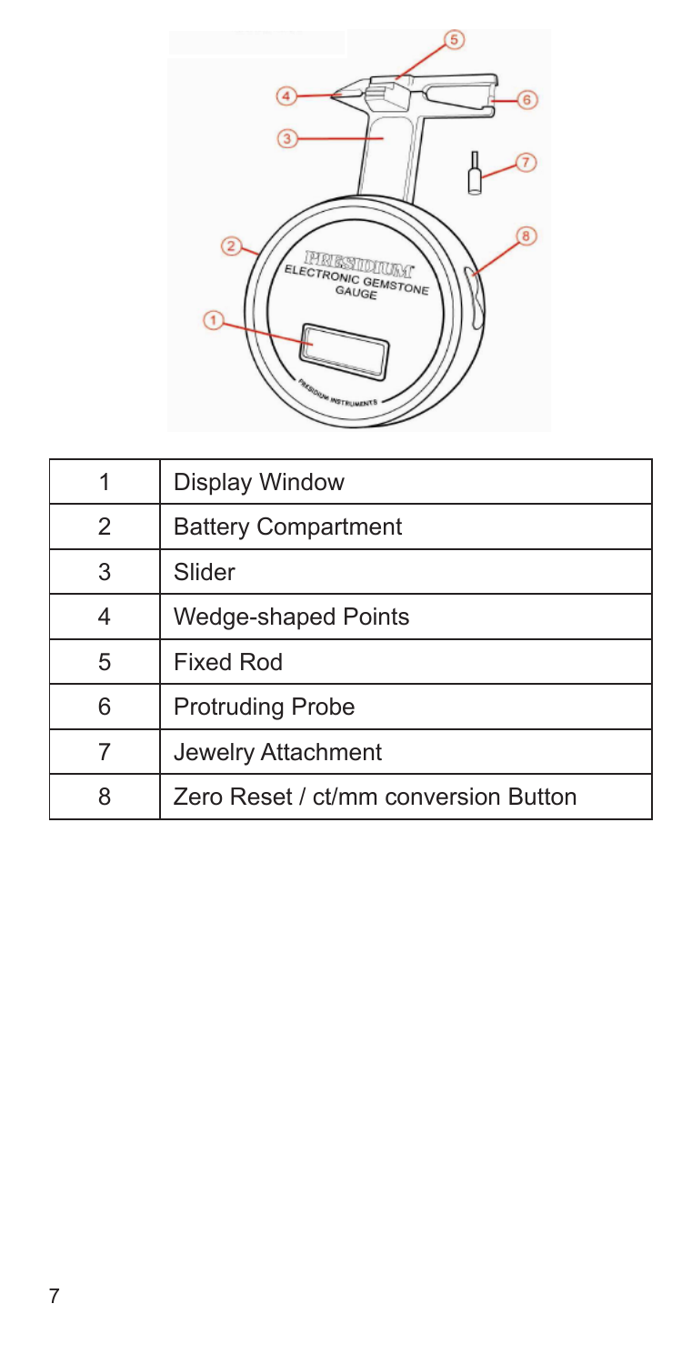| | |
|---|---|
| 1 | Display Window |
| 2 | Battery Compartment |
| 3 | Slider |
| 4 | Wedge-shaped Points |
| 5 | Fixed Rod |
| 6 | Protruding Probe |
| 7 | Jewelry Attachment |
| 8 | Zero Reset / ct/mm conversion Button |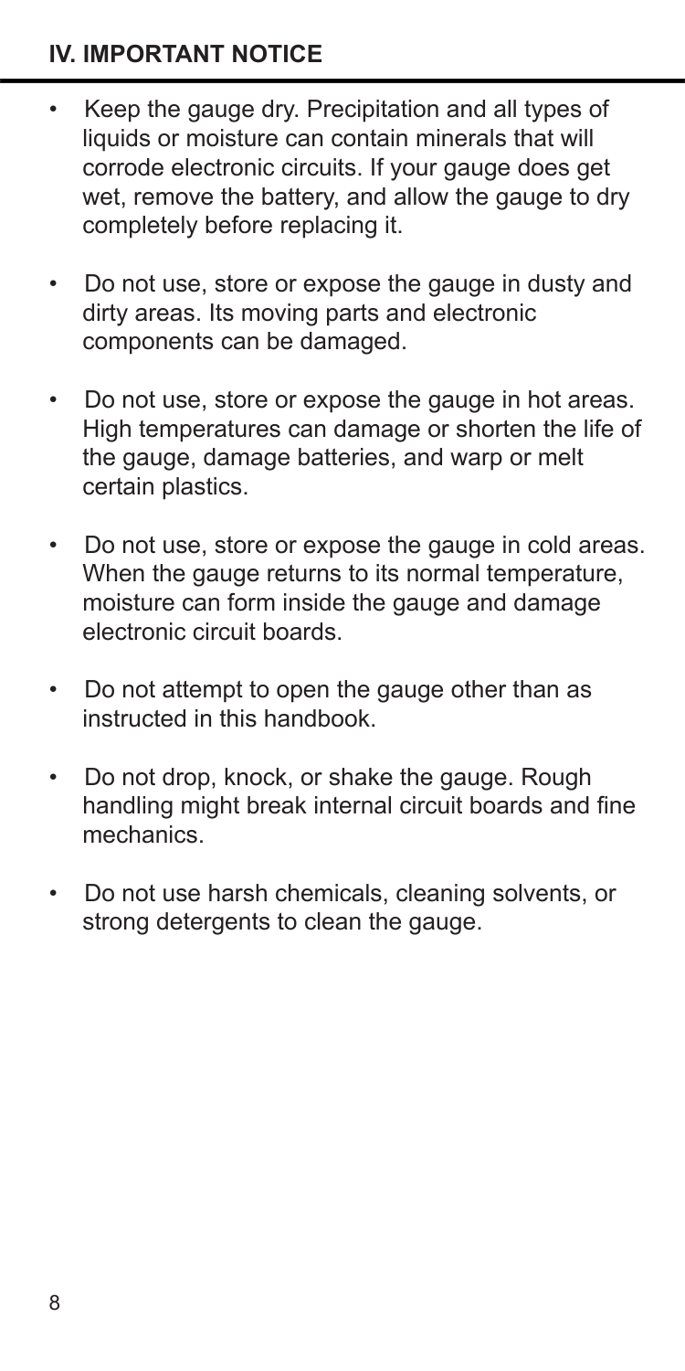## IV. IMPORTANT NOTICE

- Keep the gauge dry. Precipitation and all types of liquids or moisture can contain minerals that will corrode electronic circuits. If your gauge does get wet, remove the battery, and allow the gauge to dry completely before replacing it.
- Do not use, store or expose the gauge in dusty and dirty areas. Its moving parts and electronic components can be damaged.
- Do not use, store or expose the gauge in hot areas. High temperatures can damage or shorten the life of the gauge, damage batteries, and warp or melt certain plastics.
- Do not use, store or expose the gauge in cold areas. When the gauge returns to its normal temperature, moisture can form inside the gauge and damage electronic circuit boards.
- Do not attempt to open the gauge other than as instructed in this handbook.
- Do not drop, knock, or shake the gauge. Rough handling might break internal circuit boards and fine mechanics.
- Do not use harsh chemicals, cleaning solvents, or strong detergents to clean the gauge.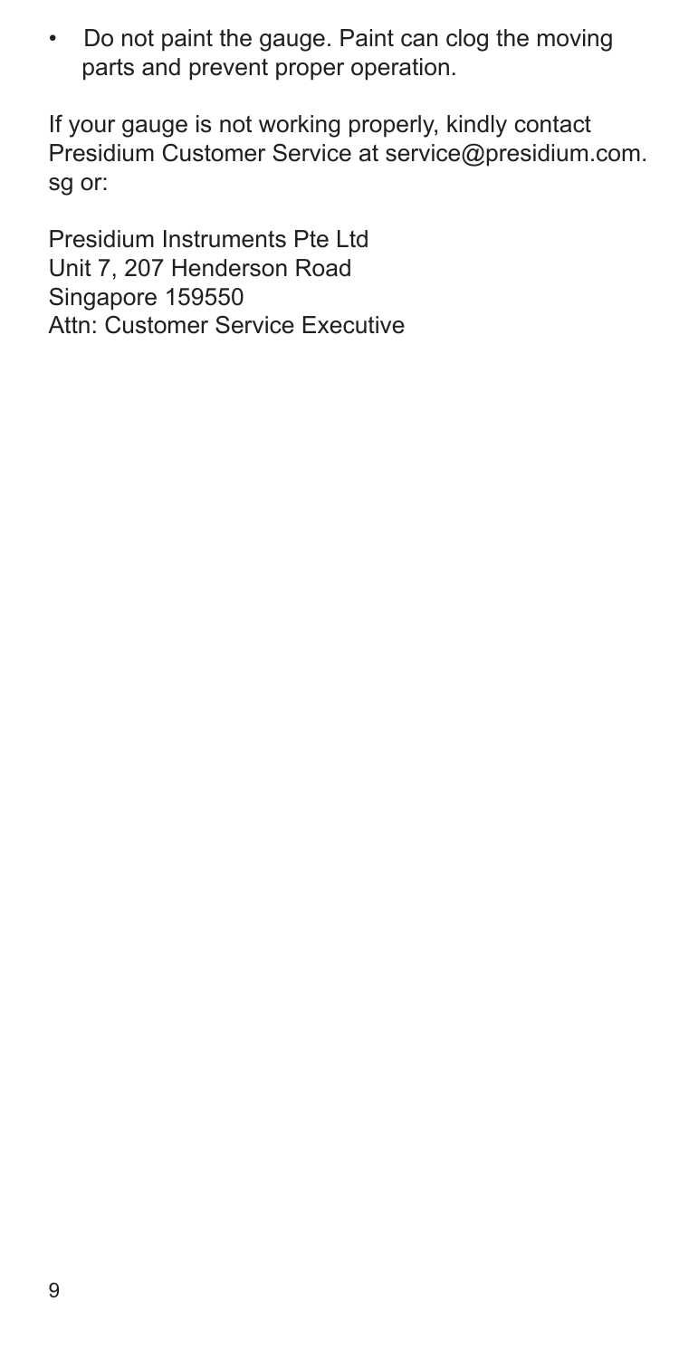- Do not paint the gauge. Paint can clog the moving parts and prevent proper operation.

If your gauge is not working properly, kindly contact Presidium Customer Service at service@presidium.com.sg or:

Presidium Instruments Pte Ltd
Unit 7, 207 Henderson Road
Singapore 159550
Attn: Customer Service Executive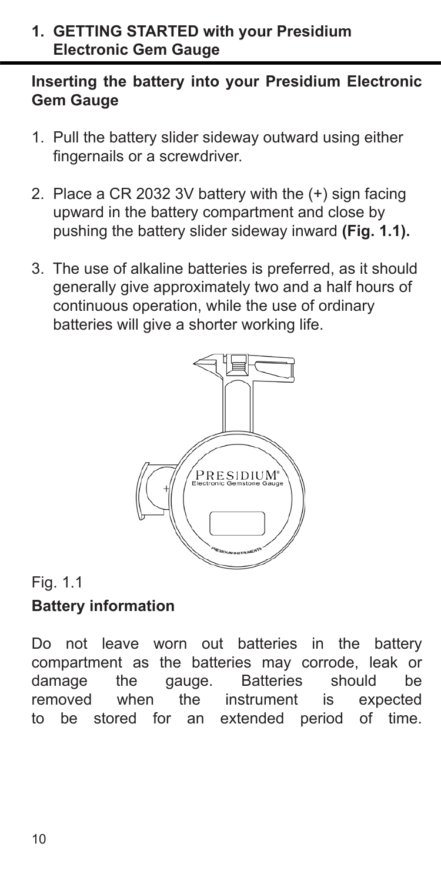## 1. GETTING STARTED with your Presidium Electronic Gem Gauge

### Inserting the battery into your Presidium Electronic Gem Gauge

1. Pull the battery slider sideway outward using either fingernails or a screwdriver.
2. Place a CR 2032 3V battery with the (+) sign facing upward in the battery compartment and close by pushing the battery slider sideway inward **(Fig. 1.1).**
3. The use of alkaline batteries is preferred, as it should generally give approximately two and a half hours of continuous operation, while the use of ordinary batteries will give a shorter working life.

Fig. 1.1

### Battery information

Do not leave worn out batteries in the battery compartment as the batteries may corrode, leak or damage the gauge. Batteries should be removed when the instrument is expected to be stored for an extended period of time.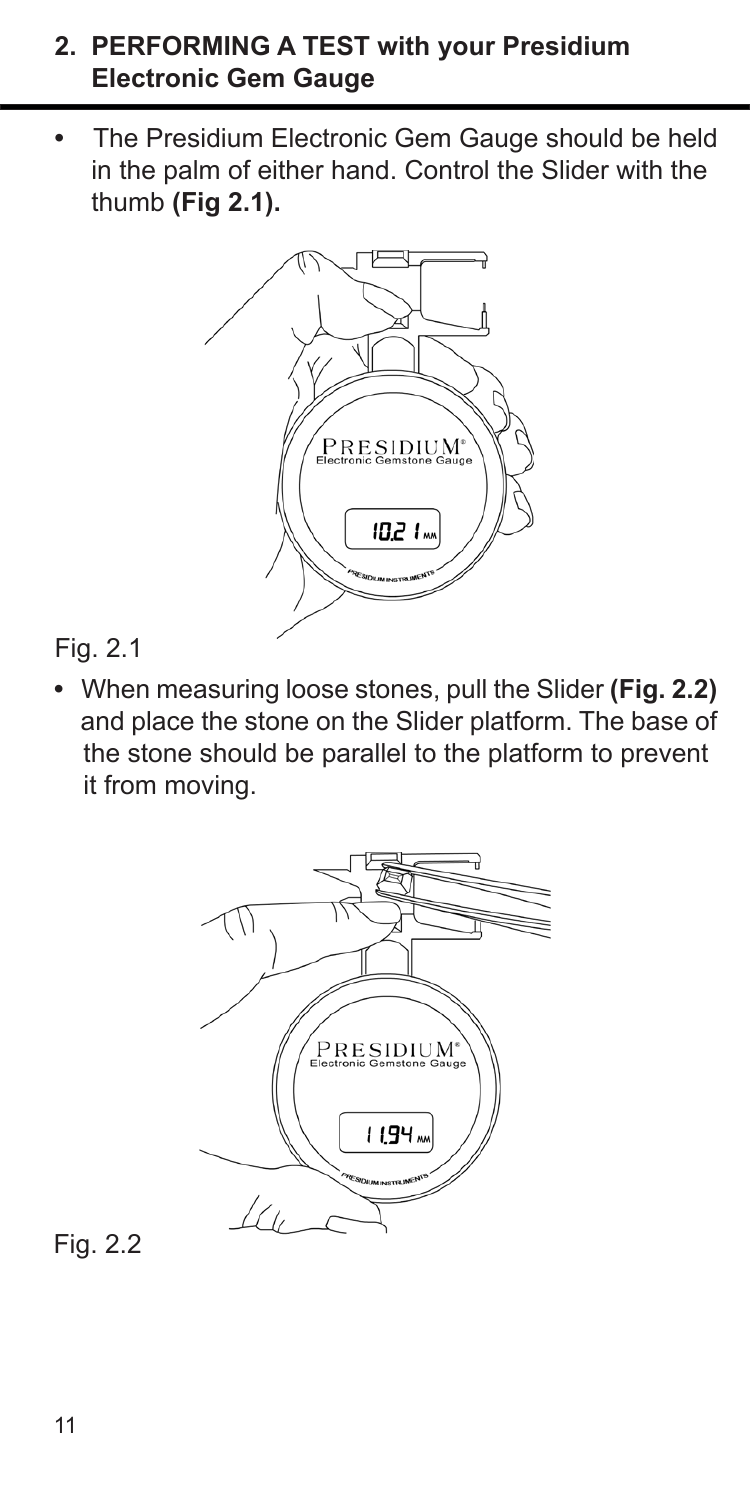## 2. PERFORMING A TEST with your Presidium Electronic Gem Gauge

- The Presidium Electronic Gem Gauge should be held in the palm of either hand. Control the Slider with the thumb **(Fig 2.1).**

Fig. 2.1

- When measuring loose stones, pull the Slider **(Fig. 2.2)** and place the stone on the Slider platform. The base of the stone should be parallel to the platform to prevent it from moving.

Fig. 2.2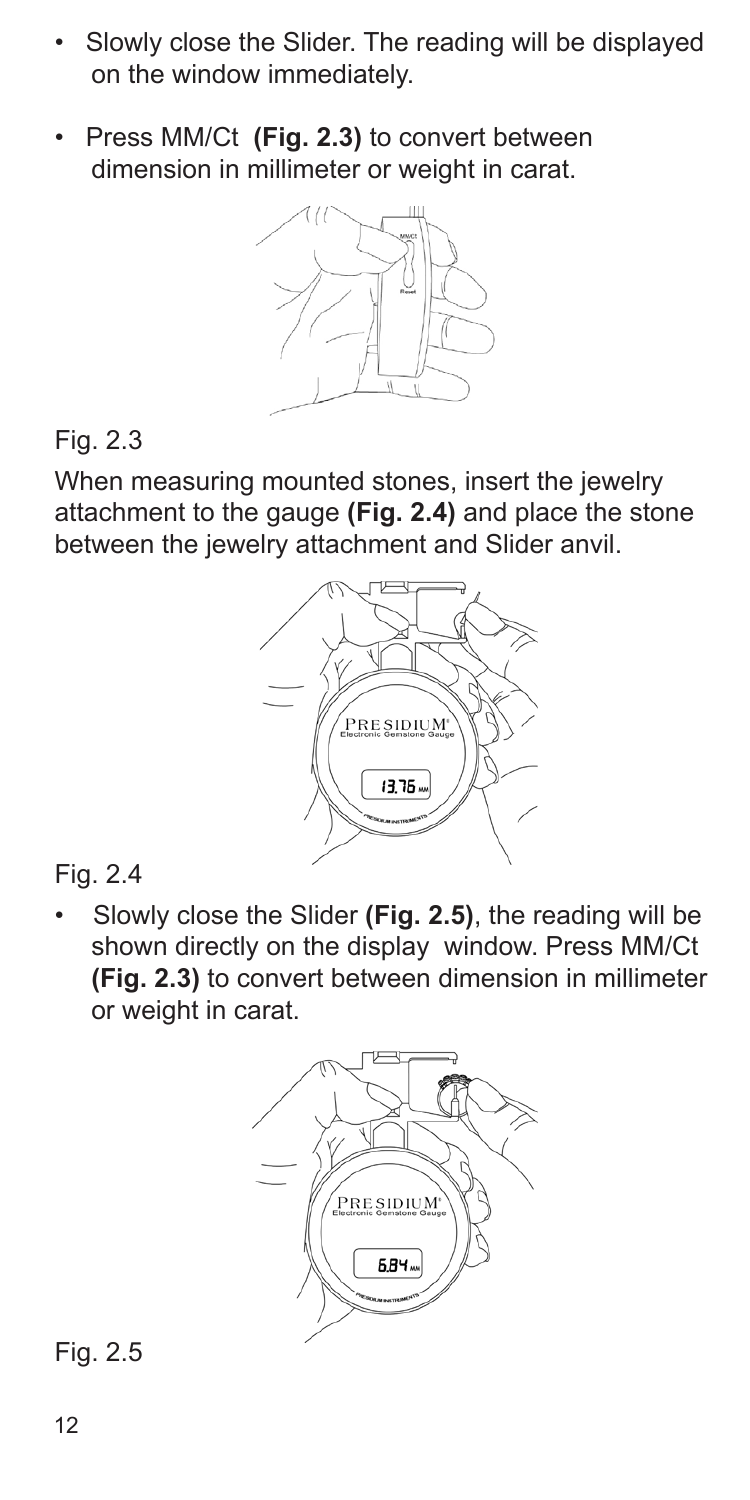- Slowly close the Slider. The reading will be displayed on the window immediately.
- Press MM/Ct **(Fig. 2.3)** to convert between dimension in millimeter or weight in carat.

Fig. 2.3

When measuring mounted stones, insert the jewelry attachment to the gauge **(Fig. 2.4)** and place the stone between the jewelry attachment and Slider anvil.

Fig. 2.4

- Slowly close the Slider **(Fig. 2.5)**, the reading will be shown directly on the display window. Press MM/Ct **(Fig. 2.3)** to convert between dimension in millimeter or weight in carat.

Fig. 2.5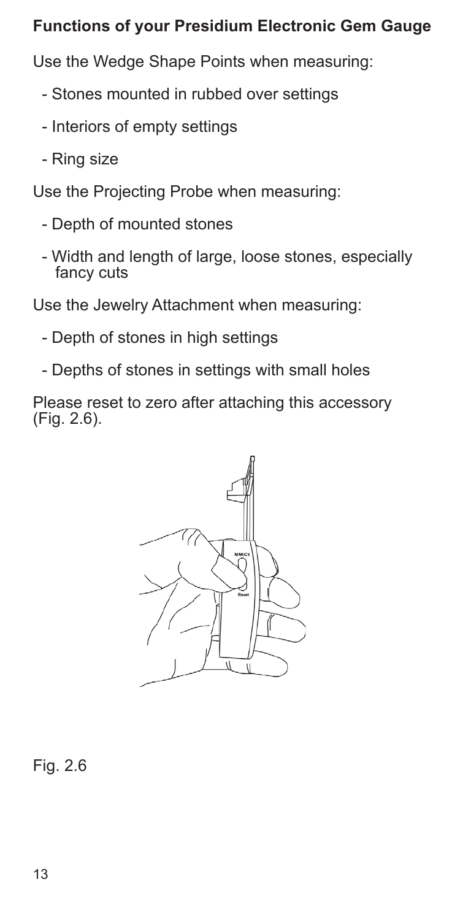## Functions of your Presidium Electronic Gem Gauge

Use the Wedge Shape Points when measuring:

- Stones mounted in rubbed over settings
- Interiors of empty settings
- Ring size

Use the Projecting Probe when measuring:

- Depth of mounted stones
- Width and length of large, loose stones, especially fancy cuts

Use the Jewelry Attachment when measuring:

- Depth of stones in high settings
- Depths of stones in settings with small holes

Please reset to zero after attaching this accessory (Fig. 2.6).

Fig. 2.6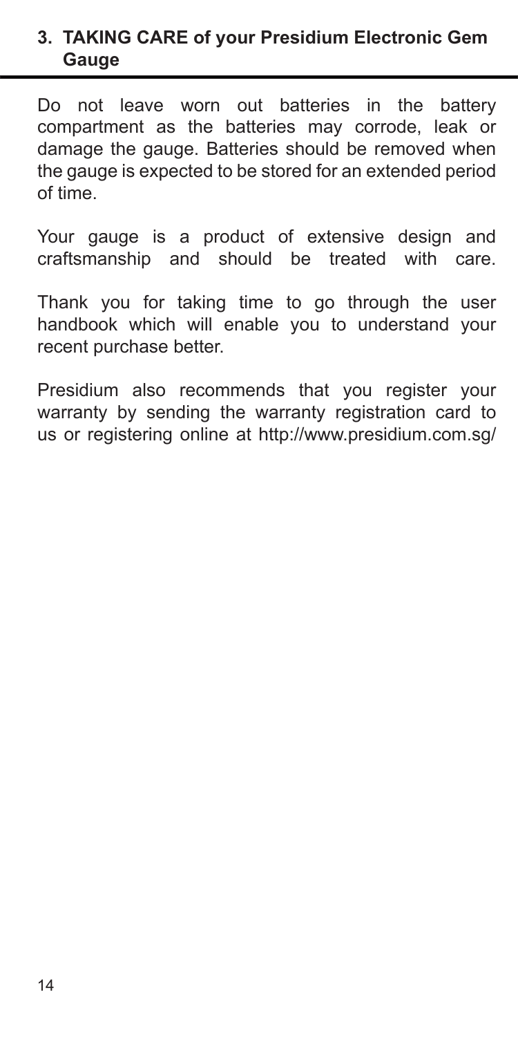## 3. TAKING CARE of your Presidium Electronic Gem Gauge

Do not leave worn out batteries in the battery compartment as the batteries may corrode, leak or damage the gauge. Batteries should be removed when the gauge is expected to be stored for an extended period of time.

Your gauge is a product of extensive design and craftsmanship and should be treated with care.

Thank you for taking time to go through the user handbook which will enable you to understand your recent purchase better.

Presidium also recommends that you register your warranty by sending the warranty registration card to us or registering online at http://www.presidium.com.sg/